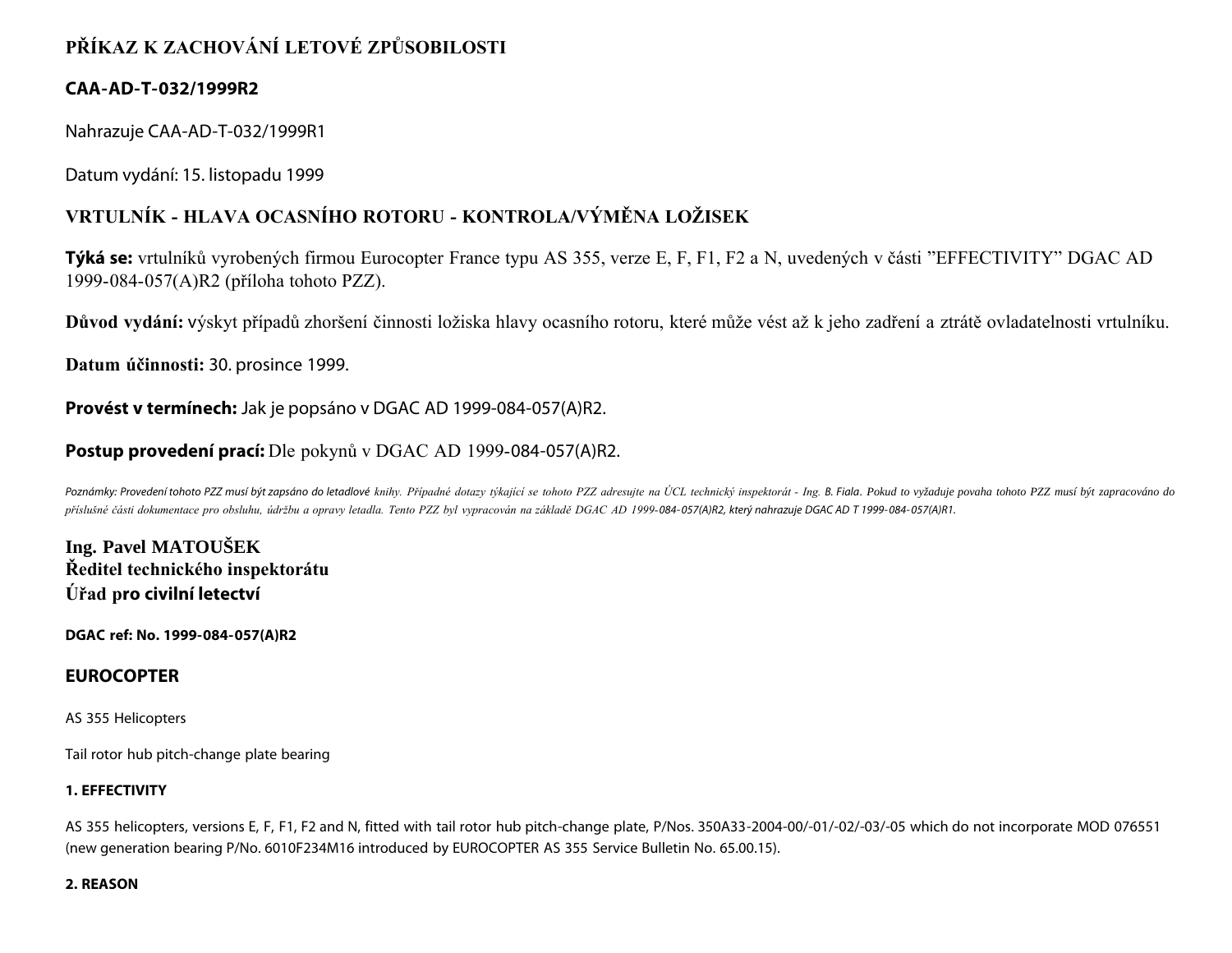# PŘÍKAZ K ZACHOVÁNÍ LETOVÉ ZPŮSOBILOSTI

**CAA-AD-T-032/1999R2**

Nahrazuje CAA-AD-T-032/1999R1

Datum vydání: 15. listopadu 1999

## VRTULNÍK - HLAVA OCASNÍHO ROTORU - KONTROLA/VÝMĚNA LOŽISEK

**Týká se:** vrtulníků vyrobených firmou Eurocopter France typu AS 355, verze E, F, F1, F2 a N, uvedených v části "EFFECTIVITY" DGAC AD 1999-084-057(A)R2 (příloha tohoto PZZ).

**Důvod vydání:** výskyt případů zhoršení činnosti ložiska hlavy ocasního rotoru, které může vést až k jeho zadření a ztrátě ovladatelnosti vrtulníku.

**Datum účinnosti:** 30. prosince 1999.

**Provést v termínech:** Jak je popsáno v DGAC AD 1999-084-057(A)R2.

**Postup provedení prací:** Dle pokynů v DGAC AD 1999-084-057(A)R2.

*Poznámky: Provedení tohoto PZZ musí být zapsáno do letadlové knihy. Případné dotazy týkající se tohoto PZZ adresujte na ÚCL technický inspektorát - Ing. B. Fiala. Pokud to vyžaduje povaha tohoto PZZ musí být zapracováno do příslušné části dokumentace pro obsluhu, údržbu a opravy letadla. Tento PZZ byl vypracován na základě DGAC AD 1999-084-057(A)R2, který nahrazuje DGAC AD T 1999-084-057(A)R1.*

**Ing. Pavel MATOUŠEK**
**Ředitel technického inspektorátu**
**Úřad pro civilní letectví**

**DGAC ref: No. 1999-084-057(A)R2**

### EUROCOPTER

AS 355 Helicopters

Tail rotor hub pitch-change plate bearing

#### 1. EFFECTIVITY

AS 355 helicopters, versions E, F, F1, F2 and N, fitted with tail rotor hub pitch-change plate, P/Nos. 350A33-2004-00/-01/-02/-03/-05 which do not incorporate MOD 076551 (new generation bearing P/No. 6010F234M16 introduced by EUROCOPTER AS 355 Service Bulletin No. 65.00.15).

#### 2. REASON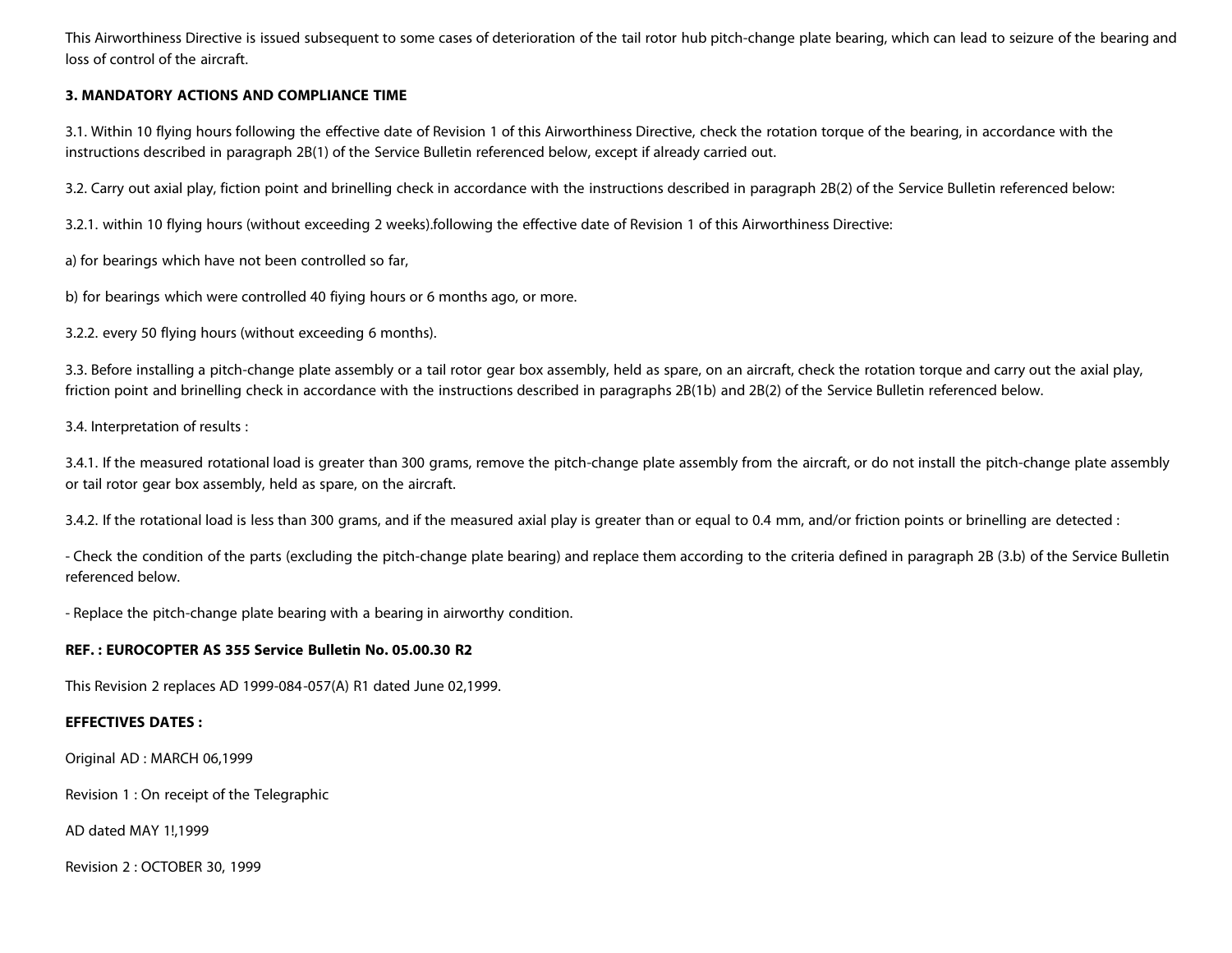This Airworthiness Directive is issued subsequent to some cases of deterioration of the tail rotor hub pitch-change plate bearing, which can lead to seizure of the bearing and loss of control of the aircraft.

**3. MANDATORY ACTIONS AND COMPLIANCE TIME**

3.1. Within 10 flying hours following the effective date of Revision 1 of this Airworthiness Directive, check the rotation torque of the bearing, in accordance with the instructions described in paragraph 2B(1) of the Service Bulletin referenced below, except if already carried out.

3.2. Carry out axial play, fiction point and brinelling check in accordance with the instructions described in paragraph 2B(2) of the Service Bulletin referenced below:

3.2.1. within 10 flying hours (without exceeding 2 weeks).following the effective date of Revision 1 of this Airworthiness Directive:

a) for bearings which have not been controlled so far,

b) for bearings which were controlled 40 fiying hours or 6 months ago, or more.

3.2.2. every 50 flying hours (without exceeding 6 months).

3.3. Before installing a pitch-change plate assembly or a tail rotor gear box assembly, held as spare, on an aircraft, check the rotation torque and carry out the axial play, friction point and brinelling check in accordance with the instructions described in paragraphs 2B(1b) and 2B(2) of the Service Bulletin referenced below.

3.4. Interpretation of results :

3.4.1. If the measured rotational load is greater than 300 grams, remove the pitch-change plate assembly from the aircraft, or do not install the pitch-change plate assembly or tail rotor gear box assembly, held as spare, on the aircraft.

3.4.2. If the rotational load is less than 300 grams, and if the measured axial play is greater than or equal to 0.4 mm, and/or friction points or brinelling are detected :

- Check the condition of the parts (excluding the pitch-change plate bearing) and replace them according to the criteria defined in paragraph 2B (3.b) of the Service Bulletin referenced below.

- Replace the pitch-change plate bearing with a bearing in airworthy condition.

**REF. : EUROCOPTER AS 355 Service Bulletin No. 05.00.30 R2**

This Revision 2 replaces AD 1999-084-057(A) R1 dated June 02,1999.

**EFFECTIVES DATES :**

Original AD : MARCH 06,1999

Revision 1 : On receipt of the Telegraphic

AD dated MAY 1!,1999

Revision 2 : OCTOBER 30, 1999